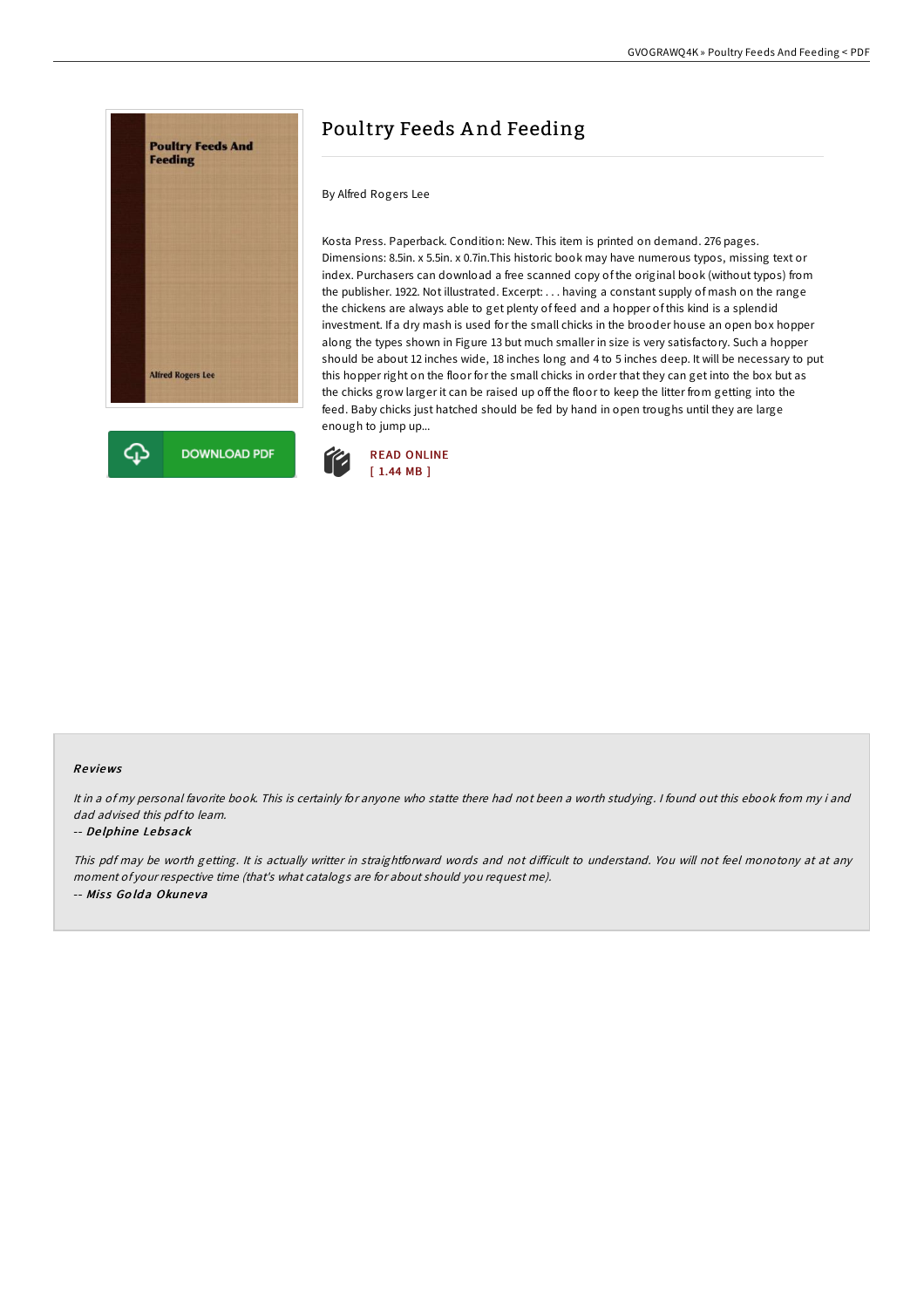# Poultry Feeds And Feeding

By Alfred Rogers Lee

Kosta Press. Paperback. Condition: New. This item is printed on demand. 276 pages. Dimensions: 8.5in. x 5.5in. x 0.7in.This historic book may have numerous typos, missing text or index. Purchasers can download a free scanned copy of the original book (without typos) from the publisher. 1922. Not illustrated. Excerpt: . . . having a constant supply of mash on the range the chickens are always able to get plenty of feed and a hopper of this kind is a splendid investment. If a dry mash is used for the small chicks in the brooder house an open box hopper along the types shown in Figure 13 but much smaller in size is very satisfactory. Such a hopper should be about 12 inches wide, 18 inches long and 4 to 5 inches deep. It will be necessary to put this hopper right on the floor for the small chicks in order that they can get into the box but as the chicks grow larger it can be raised up off the floor to keep the litter from getting into the feed. Baby chicks just hatched should be fed by hand in open troughs until they are large enough to jump up...

DOWNLOAD PDF

READ ONLINE
[ 1.44 MB ]

### Reviews

*It in a of my personal favorite book. This is certainly for anyone who statte there had not been a worth studying. I found out this ebook from my i and dad advised this pdf to learn.*

-- *Delphine Lebsack*

*This pdf may be worth getting. It is actually writter in straightforward words and not difficult to understand. You will not feel monotony at at any moment of your respective time (that's what catalogs are for about should you request me).*

-- *Miss Golda Okuneva*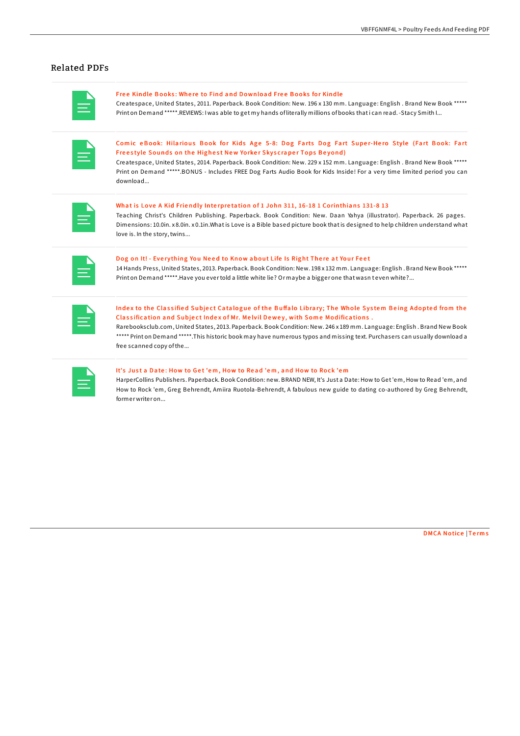## Related PDFs

**Free Kindle Books: Where to Find and Download Free Books for Kindle**

Createspace, United States, 2011. Paperback. Book Condition: New. 196 x 130 mm. Language: English . Brand New Book ***** Print on Demand *****.REVIEWS: I was able to get my hands of literally millions of books that i can read. -Stacy Smith I...

**Comic eBook: Hilarious Book for Kids Age 5-8: Dog Farts Dog Fart Super-Hero Style (Fart Book: Fart Freestyle Sounds on the Highest New Yorker Skyscraper Tops Beyond)**

Createspace, United States, 2014. Paperback. Book Condition: New. 229 x 152 mm. Language: English . Brand New Book ***** Print on Demand *****.BONUS - Includes FREE Dog Farts Audio Book for Kids Inside! For a very time limited period you can download...

**What is Love A Kid Friendly Interpretation of 1 John 311, 16-18 1 Corinthians 131-8 13**

Teaching Christ's Children Publishing. Paperback. Book Condition: New. Daan Yahya (illustrator). Paperback. 26 pages. Dimensions: 10.0in. x 8.0in. x 0.1in.What is Love is a Bible based picture book that is designed to help children understand what love is. In the story, twins...

**Dog on It! - Everything You Need to Know about Life Is Right There at Your Feet**

14 Hands Press, United States, 2013. Paperback. Book Condition: New. 198 x 132 mm. Language: English . Brand New Book ***** Print on Demand *****.Have you ever told a little white lie? Or maybe a bigger one that wasn t even white?...

**Index to the Classified Subject Catalogue of the Buffalo Library; The Whole System Being Adopted from the Classification and Subject Index of Mr. Melvil Dewey, with Some Modifications .**

Rarebooksclub.com, United States, 2013. Paperback. Book Condition: New. 246 x 189 mm. Language: English . Brand New Book ***** Print on Demand *****.This historic book may have numerous typos and missing text. Purchasers can usually download a free scanned copy of the...

**It's Just a Date: How to Get 'em, How to Read 'em, and How to Rock 'em**

HarperCollins Publishers. Paperback. Book Condition: new. BRAND NEW, It's Just a Date: How to Get 'em, How to Read 'em, and How to Rock 'em, Greg Behrendt, Amiira Ruotola-Behrendt, A fabulous new guide to dating co-authored by Greg Behrendt, former writer on...